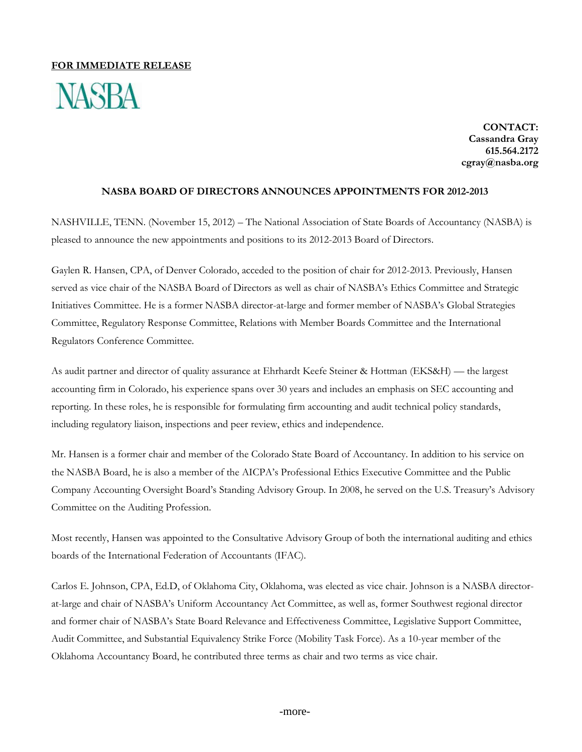**FOR IMMEDIATE RELEASE**

NASBA

**CONTACT:**
**Cassandra Gray**
**615.564.2172**
**cgray@nasba.org**

**NASBA BOARD OF DIRECTORS ANNOUNCES APPOINTMENTS FOR 2012-2013**

NASHVILLE, TENN. (November 15, 2012) – The National Association of State Boards of Accountancy (NASBA) is pleased to announce the new appointments and positions to its 2012-2013 Board of Directors.

Gaylen R. Hansen, CPA, of Denver Colorado, acceded to the position of chair for 2012-2013. Previously, Hansen served as vice chair of the NASBA Board of Directors as well as chair of NASBA's Ethics Committee and Strategic Initiatives Committee. He is a former NASBA director-at-large and former member of NASBA's Global Strategies Committee, Regulatory Response Committee, Relations with Member Boards Committee and the International Regulators Conference Committee.

As audit partner and director of quality assurance at Ehrhardt Keefe Steiner & Hottman (EKS&H) — the largest accounting firm in Colorado, his experience spans over 30 years and includes an emphasis on SEC accounting and reporting. In these roles, he is responsible for formulating firm accounting and audit technical policy standards, including regulatory liaison, inspections and peer review, ethics and independence.

Mr. Hansen is a former chair and member of the Colorado State Board of Accountancy. In addition to his service on the NASBA Board, he is also a member of the AICPA's Professional Ethics Executive Committee and the Public Company Accounting Oversight Board's Standing Advisory Group. In 2008, he served on the U.S. Treasury's Advisory Committee on the Auditing Profession.

Most recently, Hansen was appointed to the Consultative Advisory Group of both the international auditing and ethics boards of the International Federation of Accountants (IFAC).

Carlos E. Johnson, CPA, Ed.D, of Oklahoma City, Oklahoma, was elected as vice chair. Johnson is a NASBA director-at-large and chair of NASBA's Uniform Accountancy Act Committee, as well as, former Southwest regional director and former chair of NASBA's State Board Relevance and Effectiveness Committee, Legislative Support Committee, Audit Committee, and Substantial Equivalency Strike Force (Mobility Task Force). As a 10-year member of the Oklahoma Accountancy Board, he contributed three terms as chair and two terms as vice chair.

-more-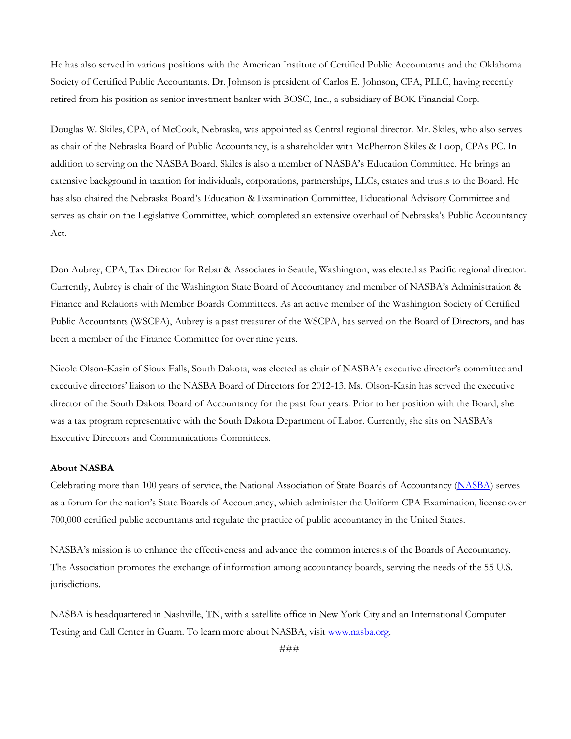He has also served in various positions with the American Institute of Certified Public Accountants and the Oklahoma Society of Certified Public Accountants. Dr. Johnson is president of Carlos E. Johnson, CPA, PLLC, having recently retired from his position as senior investment banker with BOSC, Inc., a subsidiary of BOK Financial Corp.

Douglas W. Skiles, CPA, of McCook, Nebraska, was appointed as Central regional director. Mr. Skiles, who also serves as chair of the Nebraska Board of Public Accountancy, is a shareholder with McPherron Skiles & Loop, CPAs PC. In addition to serving on the NASBA Board, Skiles is also a member of NASBA's Education Committee. He brings an extensive background in taxation for individuals, corporations, partnerships, LLCs, estates and trusts to the Board. He has also chaired the Nebraska Board's Education & Examination Committee, Educational Advisory Committee and serves as chair on the Legislative Committee, which completed an extensive overhaul of Nebraska's Public Accountancy Act.

Don Aubrey, CPA, Tax Director for Rebar & Associates in Seattle, Washington, was elected as Pacific regional director. Currently, Aubrey is chair of the Washington State Board of Accountancy and member of NASBA's Administration & Finance and Relations with Member Boards Committees. As an active member of the Washington Society of Certified Public Accountants (WSCPA), Aubrey is a past treasurer of the WSCPA, has served on the Board of Directors, and has been a member of the Finance Committee for over nine years.

Nicole Olson-Kasin of Sioux Falls, South Dakota, was elected as chair of NASBA's executive director's committee and executive directors' liaison to the NASBA Board of Directors for 2012-13. Ms. Olson-Kasin has served the executive director of the South Dakota Board of Accountancy for the past four years. Prior to her position with the Board, she was a tax program representative with the South Dakota Department of Labor. Currently, she sits on NASBA's Executive Directors and Communications Committees.

**About NASBA**

Celebrating more than 100 years of service, the National Association of State Boards of Accountancy (NASBA) serves as a forum for the nation's State Boards of Accountancy, which administer the Uniform CPA Examination, license over 700,000 certified public accountants and regulate the practice of public accountancy in the United States.

NASBA's mission is to enhance the effectiveness and advance the common interests of the Boards of Accountancy. The Association promotes the exchange of information among accountancy boards, serving the needs of the 55 U.S. jurisdictions.

NASBA is headquartered in Nashville, TN, with a satellite office in New York City and an International Computer Testing and Call Center in Guam. To learn more about NASBA, visit www.nasba.org.

###